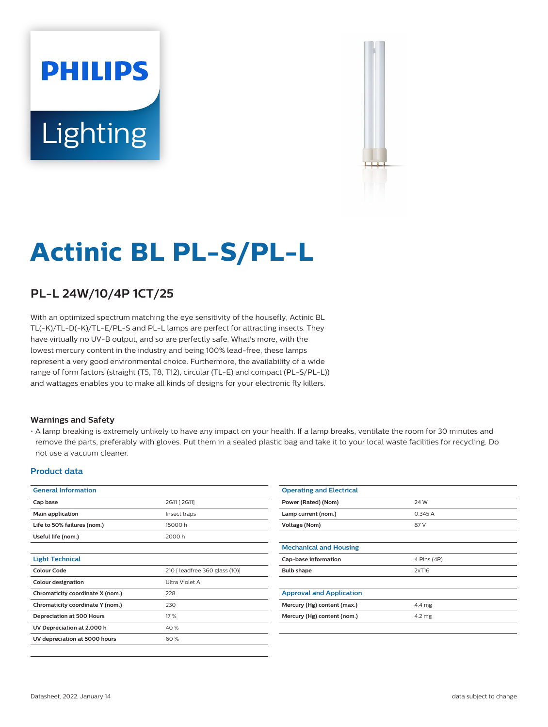PHILIPS

Lighting

# Actinic BL PL-S/PL-L

## PL-L 24W/10/4P 1CT/25

With an optimized spectrum matching the eye sensitivity of the housefly, Actinic BL TL(-K)/TL-D(-K)/TL-E/PL-S and PL-L lamps are perfect for attracting insects. They have virtually no UV-B output, and so are perfectly safe. What's more, with the lowest mercury content in the industry and being 100% lead-free, these lamps represent a very good environmental choice. Furthermore, the availability of a wide range of form factors (straight (T5, T8, T12), circular (TL-E) and compact (PL-S/PL-L)) and wattages enables you to make all kinds of designs for your electronic fly killers.

### Warnings and Safety

- A lamp breaking is extremely unlikely to have any impact on your health. If a lamp breaks, ventilate the room for 30 minutes and remove the parts, preferably with gloves. Put them in a sealed plastic bag and take it to your local waste facilities for recycling. Do not use a vacuum cleaner.

### Product data

| General Information | |
|---|---|
| **Cap base** | 2G11 [ 2G11] |
| **Main application** | Insect traps |
| **Life to 50% failures (nom.)** | 15000 h |
| **Useful life (nom.)** | 2000 h |

| Light Technical | |
|---|---|
| **Colour Code** | 210 [ leadfree 360 glass (10)] |
| **Colour designation** | Ultra Violet A |
| **Chromaticity coordinate X (nom.)** | 228 |
| **Chromaticity coordinate Y (nom.)** | 230 |
| **Depreciation at 500 Hours** | 17 % |
| **UV Depreciation at 2,000 h** | 40 % |
| **UV depreciation at 5000 hours** | 60 % |

| Operating and Electrical | |
|---|---|
| **Power (Rated) (Nom)** | 24 W |
| **Lamp current (nom.)** | 0.345 A |
| **Voltage (Nom)** | 87 V |

| Mechanical and Housing | |
|---|---|
| **Cap-base information** | 4 Pins (4P) |
| **Bulb shape** | 2xT16 |

| Approval and Application | |
|---|---|
| **Mercury (Hg) content (max.)** | 4.4 mg |
| **Mercury (Hg) content (nom.)** | 4.2 mg |

Datasheet, 2022, January 14

data subject to change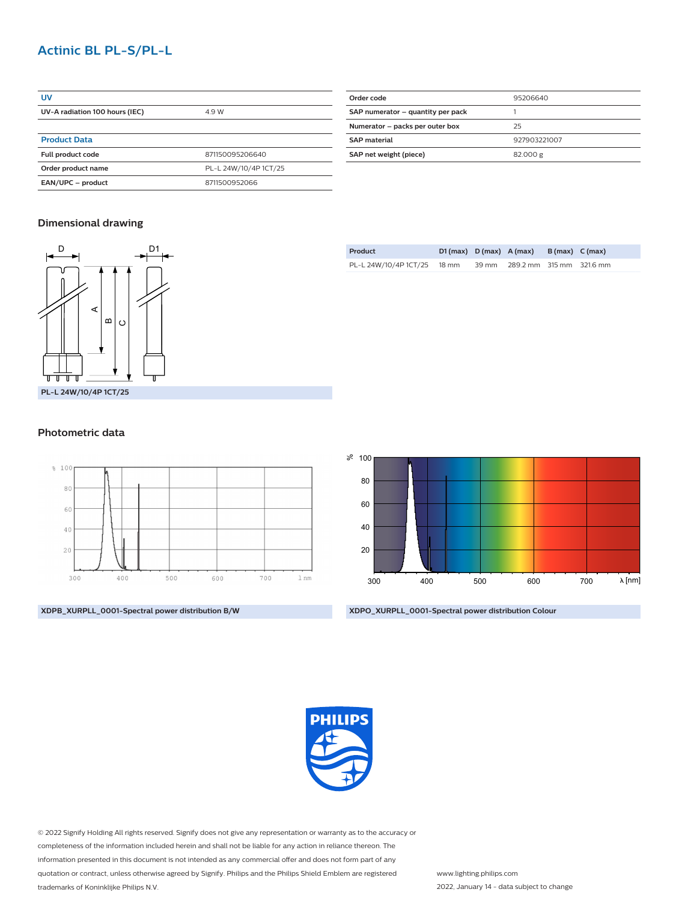# Actinic BL PL-S/PL-L

| UV | |
|---|---|
| UV-A radiation 100 hours (IEC) | 4.9 W |

| Product Data | |
|---|---|
| Full product code | 871150095206640 |
| Order product name | PL-L 24W/10/4P 1CT/25 |
| EAN/UPC – product | 8711500952066 |

| | |
|---|---|
| Order code | 95206640 |
| SAP numerator – quantity per pack | 1 |
| Numerator – packs per outer box | 25 |
| SAP material | 927903221007 |
| SAP net weight (piece) | 82.000 g |

## Dimensional drawing

D
D1
A
B
C

PL-L 24W/10/4P 1CT/25

| Product | D1 (max) | D (max) | A (max) | B (max) | C (max) |
|---|---|---|---|---|---|
| PL-L 24W/10/4P 1CT/25 | 18 mm | 39 mm | 289.2 mm | 315 mm | 321.6 mm |

## Photometric data

% 100
80
60
40
20
300
400
500
600
700
1 nm

XDPB_XURPLL_0001-Spectral power distribution B/W

%
100
80
60
40
20
300
400
500
600
700
λ [nm]

XDPO_XURPLL_0001-Spectral power distribution Colour

PHILIPS

© 2022 Signify Holding All rights reserved. Signify does not give any representation or warranty as to the accuracy or completeness of the information included herein and shall not be liable for any action in reliance thereon. The information presented in this document is not intended as any commercial offer and does not form part of any quotation or contract, unless otherwise agreed by Signify. Philips and the Philips Shield Emblem are registered trademarks of Koninklijke Philips N.V.

www.lighting.philips.com

2022, January 14 - data subject to change